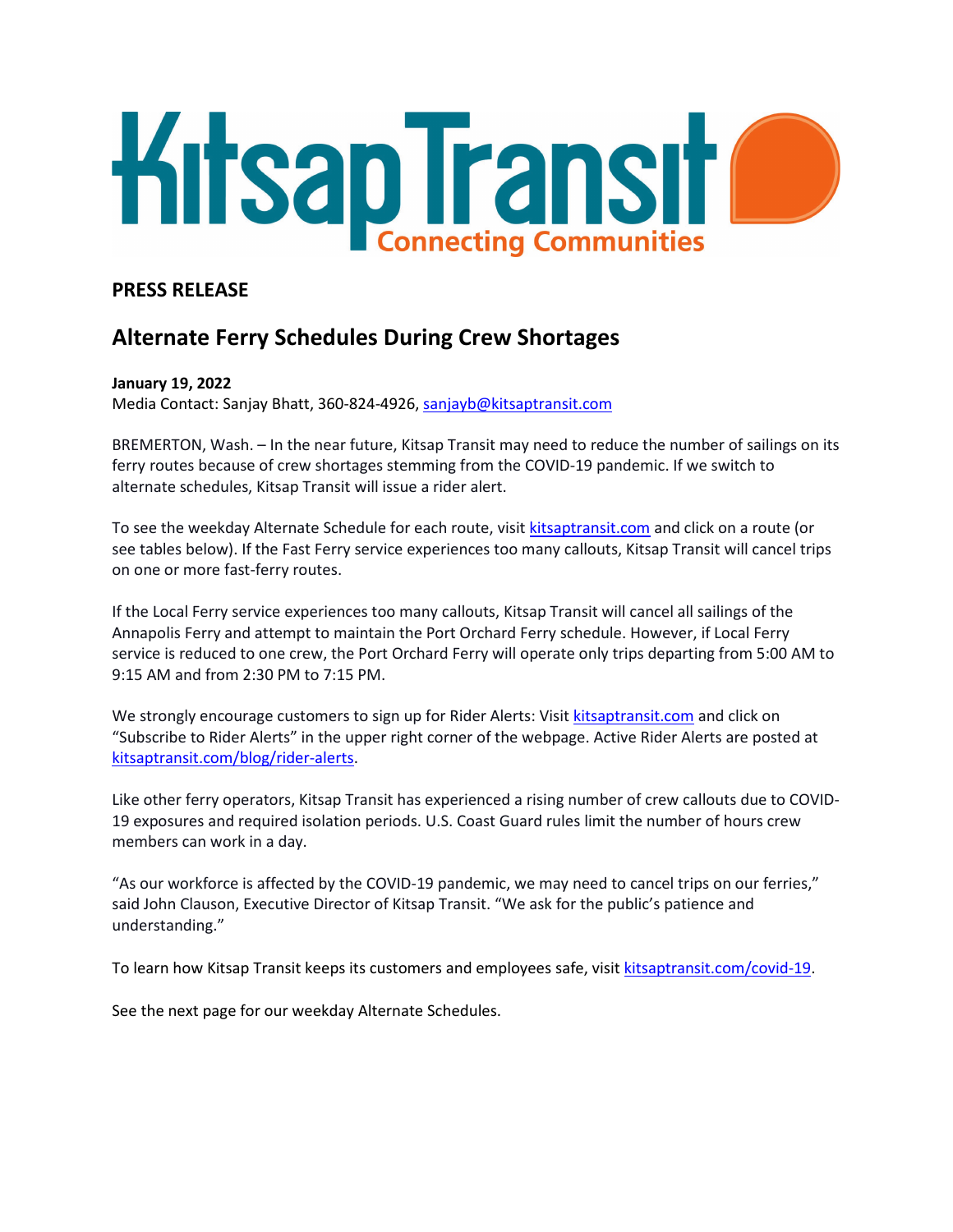# Kitsap Transit

Connecting Communities

## PRESS RELEASE

## Alternate Ferry Schedules During Crew Shortages

**January 19, 2022**

Media Contact: Sanjay Bhatt, 360-824-4926, sanjayb@kitsaptransit.com

BREMERTON, Wash. – In the near future, Kitsap Transit may need to reduce the number of sailings on its ferry routes because of crew shortages stemming from the COVID-19 pandemic. If we switch to alternate schedules, Kitsap Transit will issue a rider alert.

To see the weekday Alternate Schedule for each route, visit kitsaptransit.com and click on a route (or see tables below). If the Fast Ferry service experiences too many callouts, Kitsap Transit will cancel trips on one or more fast-ferry routes.

If the Local Ferry service experiences too many callouts, Kitsap Transit will cancel all sailings of the Annapolis Ferry and attempt to maintain the Port Orchard Ferry schedule. However, if Local Ferry service is reduced to one crew, the Port Orchard Ferry will operate only trips departing from 5:00 AM to 9:15 AM and from 2:30 PM to 7:15 PM.

We strongly encourage customers to sign up for Rider Alerts: Visit kitsaptransit.com and click on "Subscribe to Rider Alerts" in the upper right corner of the webpage. Active Rider Alerts are posted at kitsaptransit.com/blog/rider-alerts.

Like other ferry operators, Kitsap Transit has experienced a rising number of crew callouts due to COVID-19 exposures and required isolation periods. U.S. Coast Guard rules limit the number of hours crew members can work in a day.

"As our workforce is affected by the COVID-19 pandemic, we may need to cancel trips on our ferries," said John Clauson, Executive Director of Kitsap Transit. "We ask for the public's patience and understanding."

To learn how Kitsap Transit keeps its customers and employees safe, visit kitsaptransit.com/covid-19.

See the next page for our weekday Alternate Schedules.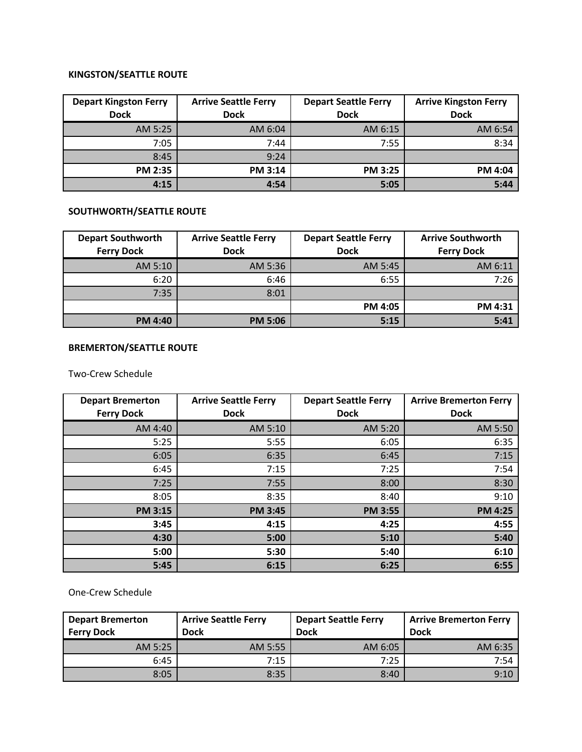**KINGSTON/SEATTLE ROUTE**

| Depart Kingston Ferry Dock | Arrive Seattle Ferry Dock | Depart Seattle Ferry Dock | Arrive Kingston Ferry Dock |
|---|---|---|---|
| AM 5:25 | AM 6:04 | AM 6:15 | AM 6:54 |
| 7:05 | 7:44 | 7:55 | 8:34 |
| 8:45 | 9:24 | | |
| **PM 2:35** | **PM 3:14** | **PM 3:25** | **PM 4:04** |
| **4:15** | **4:54** | **5:05** | **5:44** |

**SOUTHWORTH/SEATTLE ROUTE**

| Depart Southworth Ferry Dock | Arrive Seattle Ferry Dock | Depart Seattle Ferry Dock | Arrive Southworth Ferry Dock |
|---|---|---|---|
| AM 5:10 | AM 5:36 | AM 5:45 | AM 6:11 |
| 6:20 | 6:46 | 6:55 | 7:26 |
| 7:35 | 8:01 | | |
| | | **PM 4:05** | **PM 4:31** |
| **PM 4:40** | **PM 5:06** | **5:15** | **5:41** |

**BREMERTON/SEATTLE ROUTE**

Two-Crew Schedule

| Depart Bremerton Ferry Dock | Arrive Seattle Ferry Dock | Depart Seattle Ferry Dock | Arrive Bremerton Ferry Dock |
|---|---|---|---|
| AM 4:40 | AM 5:10 | AM 5:20 | AM 5:50 |
| 5:25 | 5:55 | 6:05 | 6:35 |
| 6:05 | 6:35 | 6:45 | 7:15 |
| 6:45 | 7:15 | 7:25 | 7:54 |
| 7:25 | 7:55 | 8:00 | 8:30 |
| 8:05 | 8:35 | 8:40 | 9:10 |
| **PM 3:15** | **PM 3:45** | **PM 3:55** | **PM 4:25** |
| **3:45** | **4:15** | **4:25** | **4:55** |
| **4:30** | **5:00** | **5:10** | **5:40** |
| **5:00** | **5:30** | **5:40** | **6:10** |
| **5:45** | **6:15** | **6:25** | **6:55** |

One-Crew Schedule

| Depart Bremerton Ferry Dock | Arrive Seattle Ferry Dock | Depart Seattle Ferry Dock | Arrive Bremerton Ferry Dock |
|---|---|---|---|
| AM 5:25 | AM 5:55 | AM 6:05 | AM 6:35 |
| 6:45 | 7:15 | 7:25 | 7:54 |
| 8:05 | 8:35 | 8:40 | 9:10 |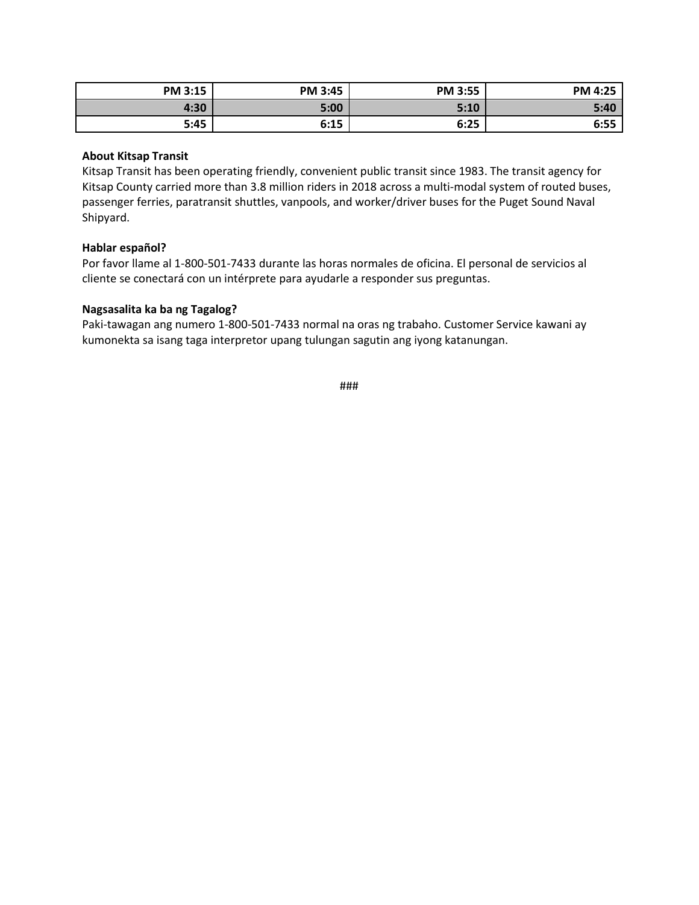| | | | |
|---|---|---|---|
| **PM 3:15** | **PM 3:45** | **PM 3:55** | **PM 4:25** |
| **4:30** | **5:00** | **5:10** | **5:40** |
| **5:45** | **6:15** | **6:25** | **6:55** |

**About Kitsap Transit**

Kitsap Transit has been operating friendly, convenient public transit since 1983. The transit agency for Kitsap County carried more than 3.8 million riders in 2018 across a multi-modal system of routed buses, passenger ferries, paratransit shuttles, vanpools, and worker/driver buses for the Puget Sound Naval Shipyard.

**Hablar español?**

Por favor llame al 1-800-501-7433 durante las horas normales de oficina. El personal de servicios al cliente se conectará con un intérprete para ayudarle a responder sus preguntas.

**Nagsasalita ka ba ng Tagalog?**

Paki-tawagan ang numero 1-800-501-7433 normal na oras ng trabaho. Customer Service kawani ay kumonekta sa isang taga interpretor upang tulungan sagutin ang iyong katanungan.

###